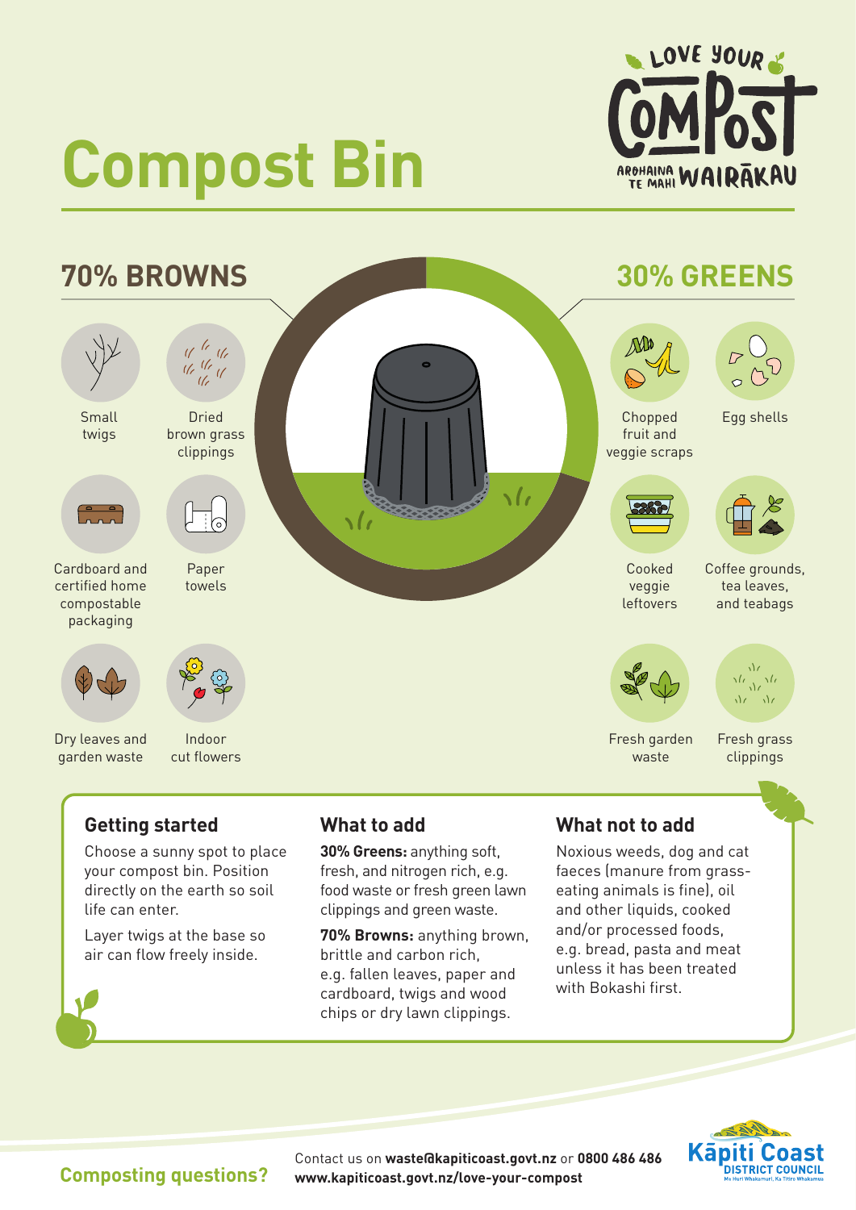# Compost Bin

LOVE YOUR COMPOST
AROHAINA TE MAHI WAIRĀKAU

## 70% BROWNS

- Small twigs
- Dried brown grass clippings
- Cardboard and certified home compostable packaging
- Paper towels
- Dry leaves and garden waste
- Indoor cut flowers

## 30% GREENS

- Chopped fruit and veggie scraps
- Egg shells
- Cooked veggie leftovers
- Coffee grounds, tea leaves, and teabags
- Fresh garden waste
- Fresh grass clippings

### Getting started

Choose a sunny spot to place your compost bin. Position directly on the earth so soil life can enter.

Layer twigs at the base so air can flow freely inside.

### What to add

**30% Greens:** anything soft, fresh, and nitrogen rich, e.g. food waste or fresh green lawn clippings and green waste.

**70% Browns:** anything brown, brittle and carbon rich, e.g. fallen leaves, paper and cardboard, twigs and wood chips or dry lawn clippings.

### What not to add

Noxious weeds, dog and cat faeces (manure from grass-eating animals is fine), oil and other liquids, cooked and/or processed foods, e.g. bread, pasta and meat unless it has been treated with Bokashi first.

**Composting questions?**

Contact us on **waste@kapiticoast.govt.nz** or **0800 486 486**
**www.kapiticoast.govt.nz/love-your-compost**

Kāpiti Coast District Council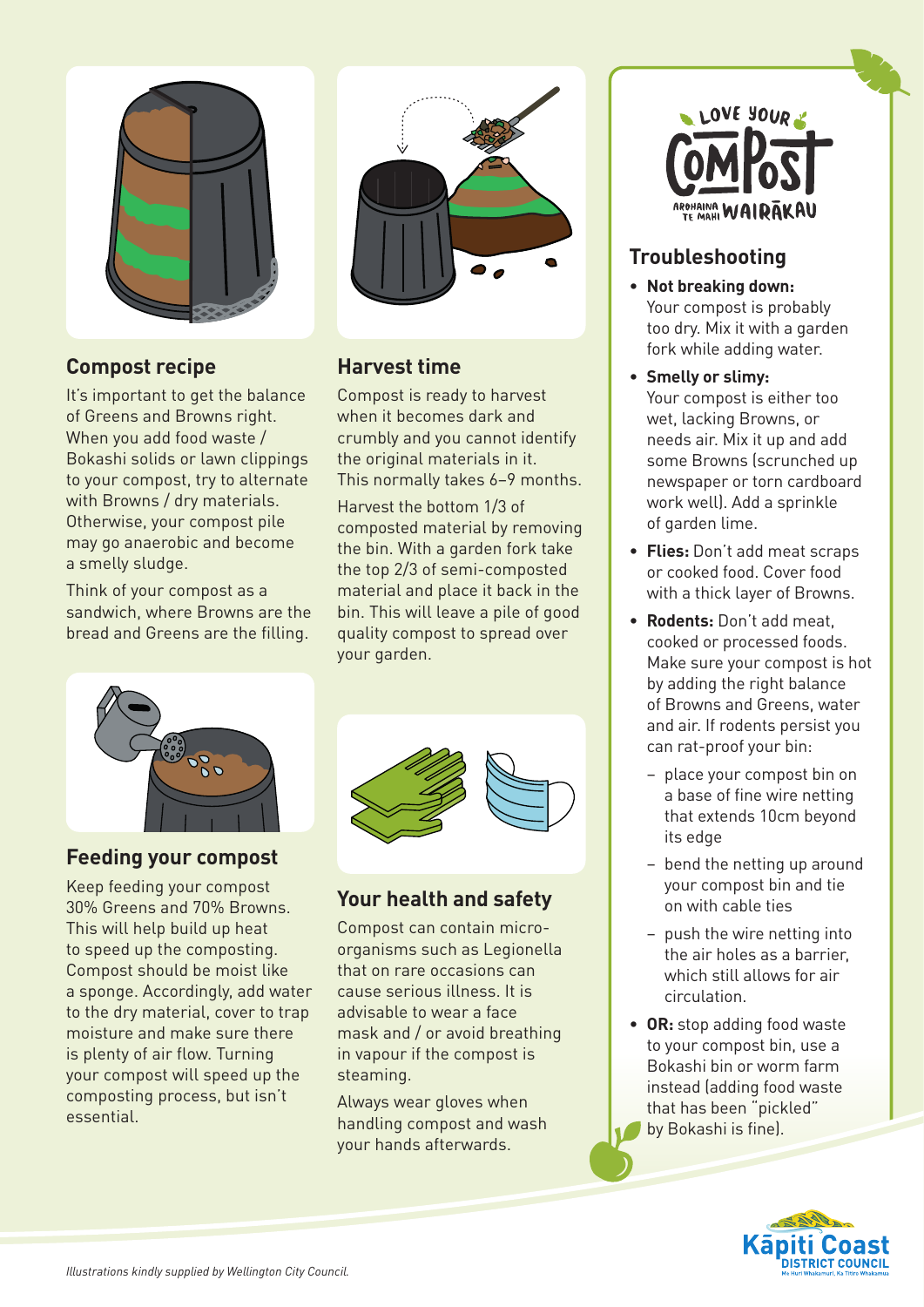## Compost recipe

It's important to get the balance of Greens and Browns right. When you add food waste / Bokashi solids or lawn clippings to your compost, try to alternate with Browns / dry materials. Otherwise, your compost pile may go anaerobic and become a smelly sludge.

Think of your compost as a sandwich, where Browns are the bread and Greens are the filling.

## Feeding your compost

Keep feeding your compost 30% Greens and 70% Browns. This will help build up heat to speed up the composting. Compost should be moist like a sponge. Accordingly, add water to the dry material, cover to trap moisture and make sure there is plenty of air flow. Turning your compost will speed up the composting process, but isn't essential.

## Harvest time

Compost is ready to harvest when it becomes dark and crumbly and you cannot identify the original materials in it. This normally takes 6–9 months.

Harvest the bottom 1/3 of composted material by removing the bin. With a garden fork take the top 2/3 of semi-composted material and place it back in the bin. This will leave a pile of good quality compost to spread over your garden.

## Your health and safety

Compost can contain micro-organisms such as Legionella that on rare occasions can cause serious illness. It is advisable to wear a face mask and / or avoid breathing in vapour if the compost is steaming.

Always wear gloves when handling compost and wash your hands afterwards.

LOVE YOUR COMPOST
AROHAINA TE MAHI WAIRĀKAU

## Troubleshooting

- **Not breaking down:** Your compost is probably too dry. Mix it with a garden fork while adding water.
- **Smelly or slimy:** Your compost is either too wet, lacking Browns, or needs air. Mix it up and add some Browns (scrunched up newspaper or torn cardboard work well). Add a sprinkle of garden lime.
- **Flies:** Don't add meat scraps or cooked food. Cover food with a thick layer of Browns.
- **Rodents:** Don't add meat, cooked or processed foods. Make sure your compost is hot by adding the right balance of Browns and Greens, water and air. If rodents persist you can rat-proof your bin:
  - place your compost bin on a base of fine wire netting that extends 10cm beyond its edge
  - bend the netting up around your compost bin and tie on with cable ties
  - push the wire netting into the air holes as a barrier, which still allows for air circulation.
- **OR:** stop adding food waste to your compost bin, use a Bokashi bin or worm farm instead (adding food waste that has been "pickled" by Bokashi is fine).

*Illustrations kindly supplied by Wellington City Council.*

Kāpiti Coast District Council
Me Huri Whakamuri, Ka Titiro Whakamua